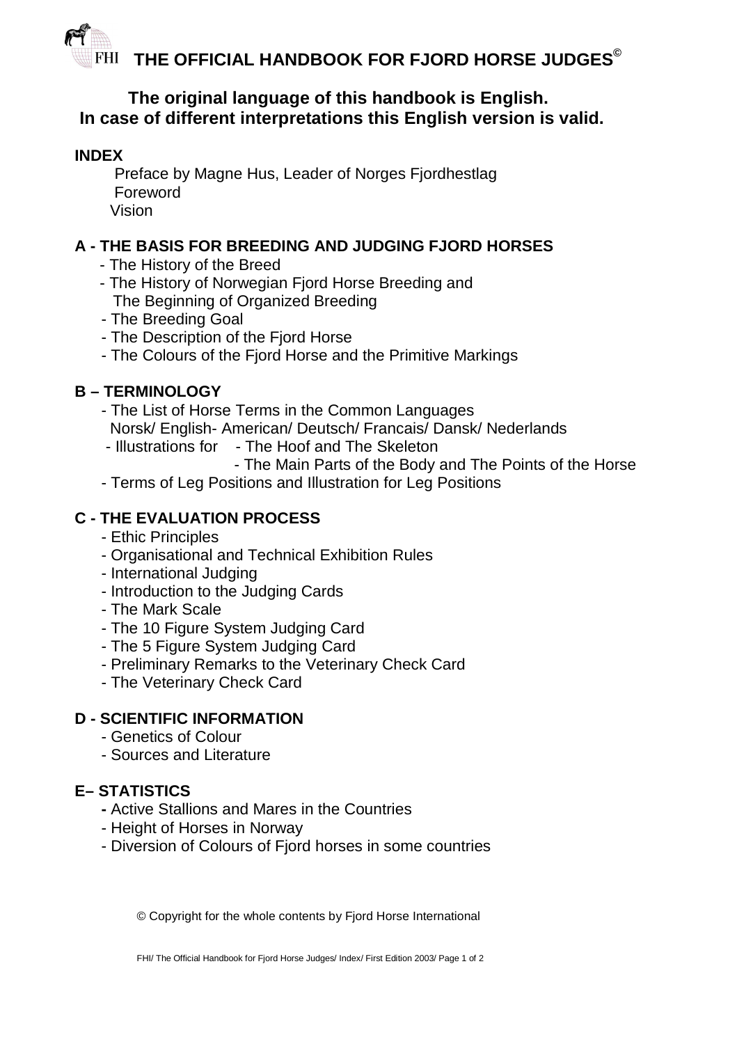# THE OFFICIAL HANDBOOK FOR FJORD HORSE JUDGES©

**The original language of this handbook is English.**
**In case of different interpretations this English version is valid.**

## INDEX

Preface by Magne Hus, Leader of Norges Fjordhestlag
Foreword
Vision

## A - THE BASIS FOR BREEDING AND JUDGING FJORD HORSES

- The History of the Breed
- The History of Norwegian Fjord Horse Breeding and The Beginning of Organized Breeding
- The Breeding Goal
- The Description of the Fjord Horse
- The Colours of the Fjord Horse and the Primitive Markings

## B – TERMINOLOGY

- The List of Horse Terms in the Common Languages Norsk/ English- American/ Deutsch/ Francais/ Dansk/ Nederlands
- Illustrations for
  - The Hoof and The Skeleton
  - The Main Parts of the Body and The Points of the Horse
- Terms of Leg Positions and Illustration for Leg Positions

## C - THE EVALUATION PROCESS

- Ethic Principles
- Organisational and Technical Exhibition Rules
- International Judging
- Introduction to the Judging Cards
- The Mark Scale
- The 10 Figure System Judging Card
- The 5 Figure System Judging Card
- Preliminary Remarks to the Veterinary Check Card
- The Veterinary Check Card

## D - SCIENTIFIC INFORMATION

- Genetics of Colour
- Sources and Literature

## E– STATISTICS

- Active Stallions and Mares in the Countries
- Height of Horses in Norway
- Diversion of Colours of Fjord horses in some countries

© Copyright for the whole contents by Fjord Horse International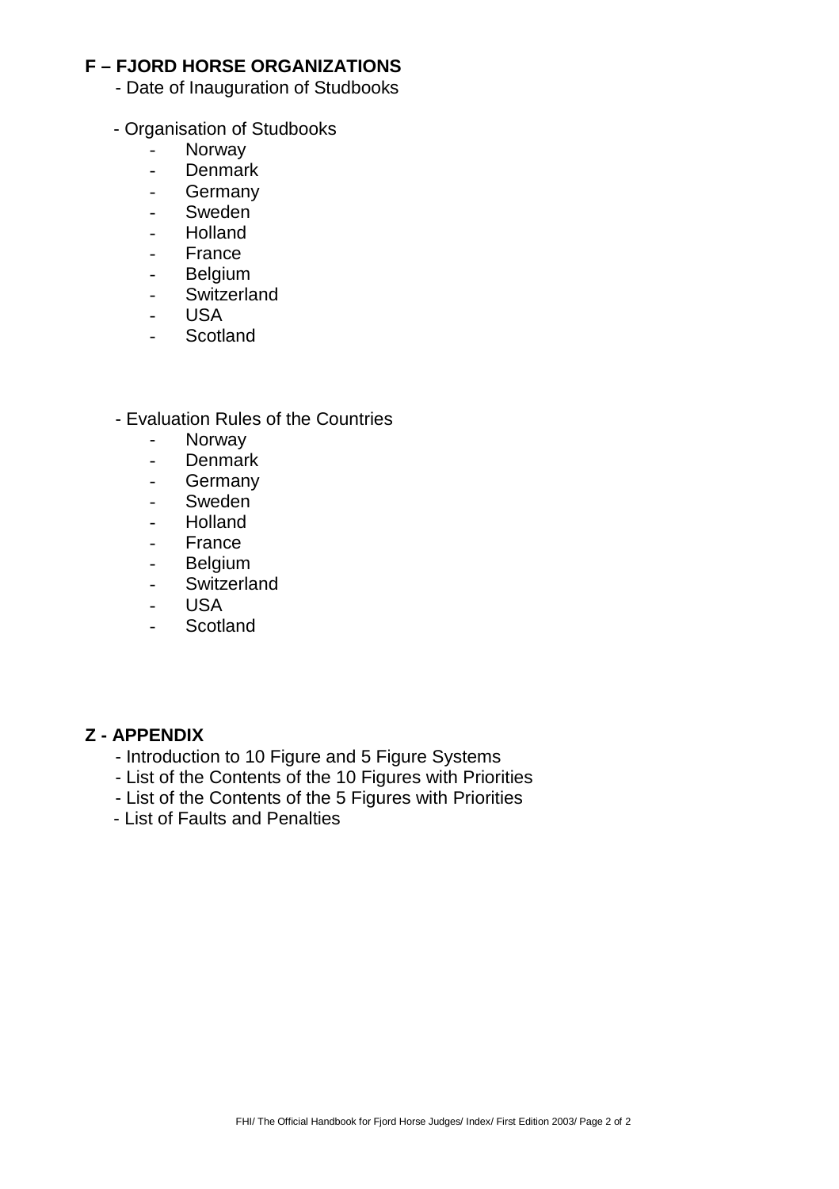## F – FJORD HORSE ORGANIZATIONS

- Date of Inauguration of Studbooks

- Organisation of Studbooks
  - Norway
  - Denmark
  - Germany
  - Sweden
  - Holland
  - France
  - Belgium
  - Switzerland
  - USA
  - Scotland

- Evaluation Rules of the Countries
  - Norway
  - Denmark
  - Germany
  - Sweden
  - Holland
  - France
  - Belgium
  - Switzerland
  - USA
  - Scotland

## Z - APPENDIX

- Introduction to 10 Figure and 5 Figure Systems
- List of the Contents of the 10 Figures with Priorities
- List of the Contents of the 5 Figures with Priorities
- List of Faults and Penalties